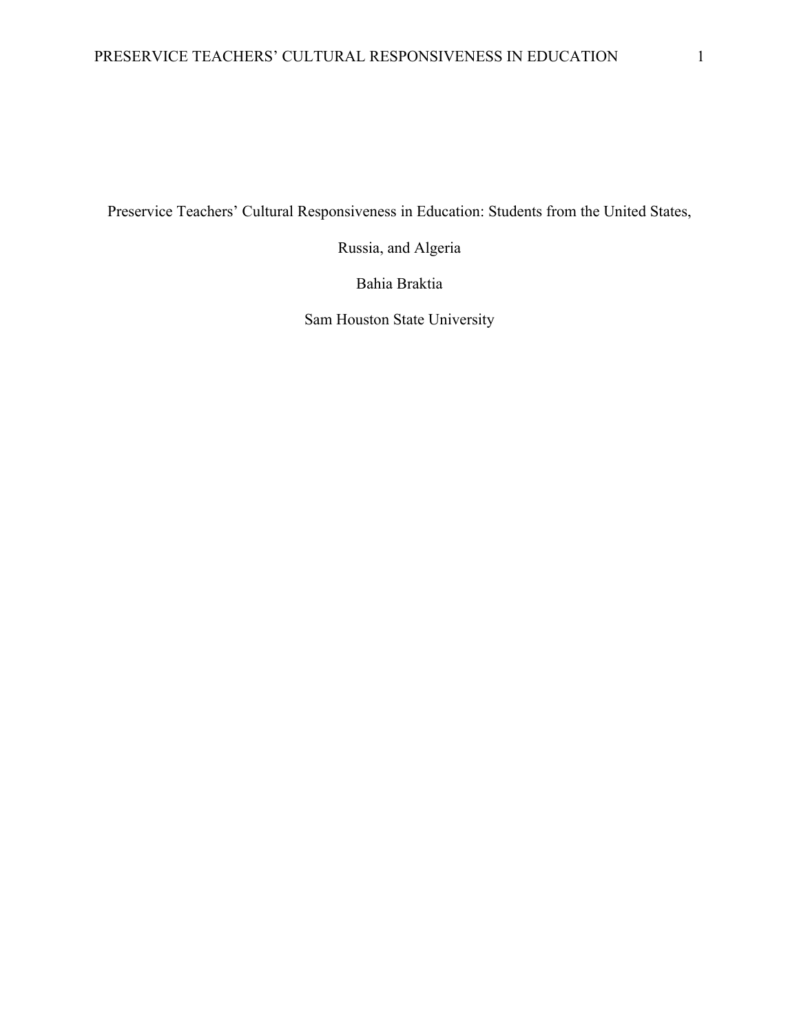# Preservice Teachers' Cultural Responsiveness in Education: Students from the United States, Russia, and Algeria

Bahia Braktia

Sam Houston State University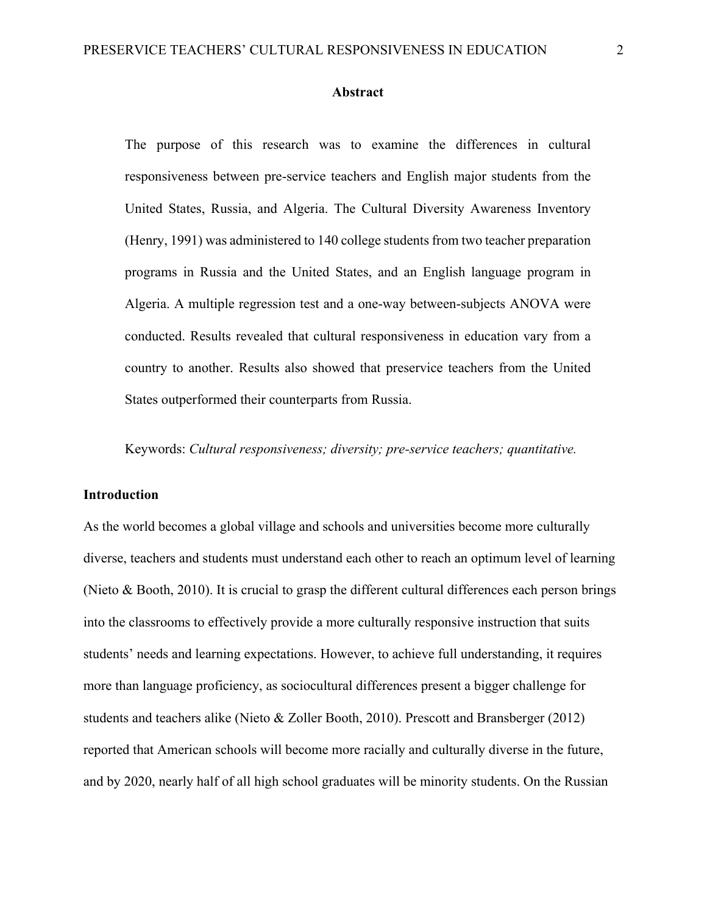## Abstract

The purpose of this research was to examine the differences in cultural responsiveness between pre-service teachers and English major students from the United States, Russia, and Algeria. The Cultural Diversity Awareness Inventory (Henry, 1991) was administered to 140 college students from two teacher preparation programs in Russia and the United States, and an English language program in Algeria. A multiple regression test and a one-way between-subjects ANOVA were conducted. Results revealed that cultural responsiveness in education vary from a country to another. Results also showed that preservice teachers from the United States outperformed their counterparts from Russia.

Keywords: *Cultural responsiveness; diversity; pre-service teachers; quantitative.*

## Introduction

As the world becomes a global village and schools and universities become more culturally diverse, teachers and students must understand each other to reach an optimum level of learning (Nieto & Booth, 2010). It is crucial to grasp the different cultural differences each person brings into the classrooms to effectively provide a more culturally responsive instruction that suits students' needs and learning expectations. However, to achieve full understanding, it requires more than language proficiency, as sociocultural differences present a bigger challenge for students and teachers alike (Nieto & Zoller Booth, 2010). Prescott and Bransberger (2012) reported that American schools will become more racially and culturally diverse in the future, and by 2020, nearly half of all high school graduates will be minority students. On the Russian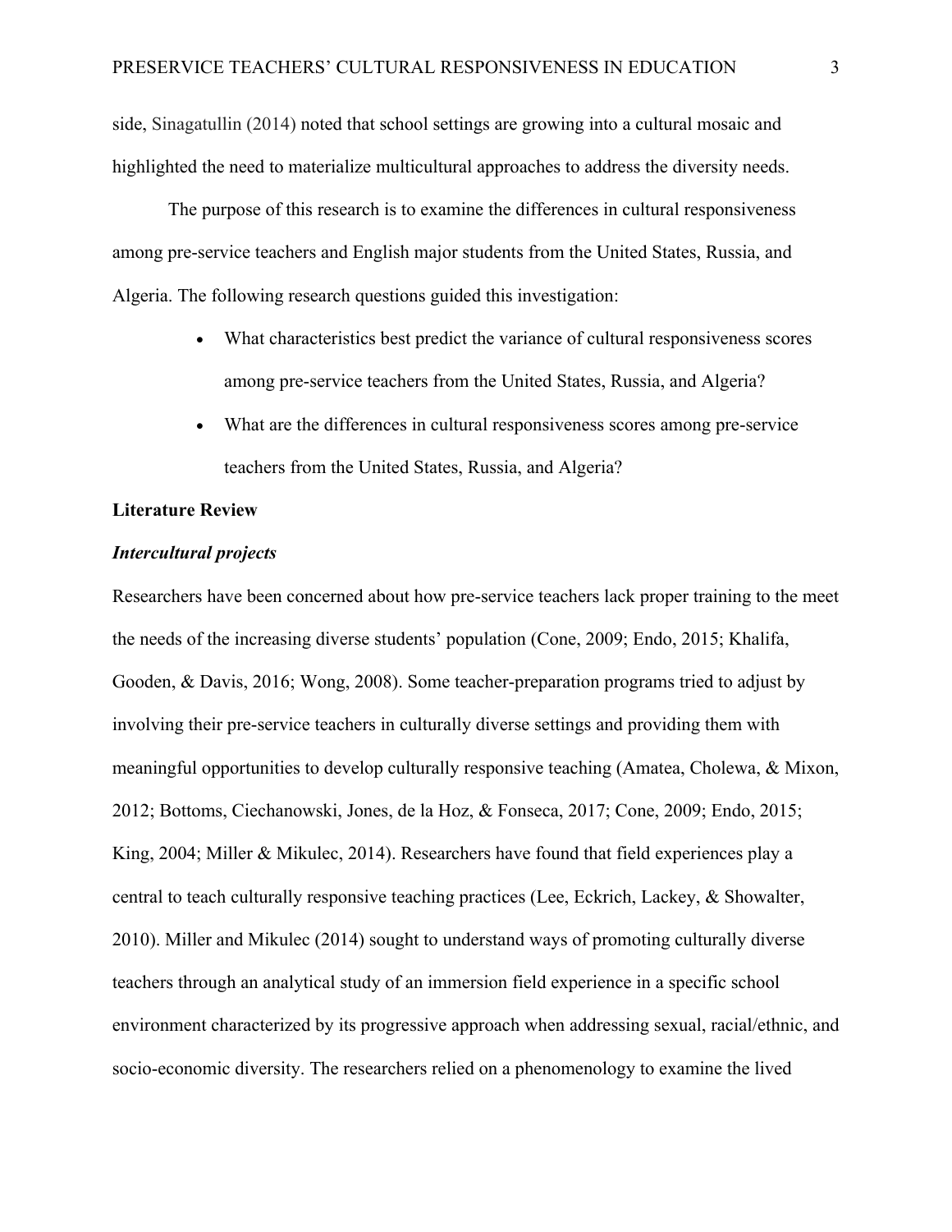side, Sinagatullin (2014) noted that school settings are growing into a cultural mosaic and highlighted the need to materialize multicultural approaches to address the diversity needs.

The purpose of this research is to examine the differences in cultural responsiveness among pre-service teachers and English major students from the United States, Russia, and Algeria. The following research questions guided this investigation:

- What characteristics best predict the variance of cultural responsiveness scores among pre-service teachers from the United States, Russia, and Algeria?
- What are the differences in cultural responsiveness scores among pre-service teachers from the United States, Russia, and Algeria?

## Literature Review

### *Intercultural projects*

Researchers have been concerned about how pre-service teachers lack proper training to the meet the needs of the increasing diverse students' population (Cone, 2009; Endo, 2015; Khalifa, Gooden, & Davis, 2016; Wong, 2008). Some teacher-preparation programs tried to adjust by involving their pre-service teachers in culturally diverse settings and providing them with meaningful opportunities to develop culturally responsive teaching (Amatea, Cholewa, & Mixon, 2012; Bottoms, Ciechanowski, Jones, de la Hoz, & Fonseca, 2017; Cone, 2009; Endo, 2015; King, 2004; Miller & Mikulec, 2014). Researchers have found that field experiences play a central to teach culturally responsive teaching practices (Lee, Eckrich, Lackey, & Showalter, 2010). Miller and Mikulec (2014) sought to understand ways of promoting culturally diverse teachers through an analytical study of an immersion field experience in a specific school environment characterized by its progressive approach when addressing sexual, racial/ethnic, and socio-economic diversity. The researchers relied on a phenomenology to examine the lived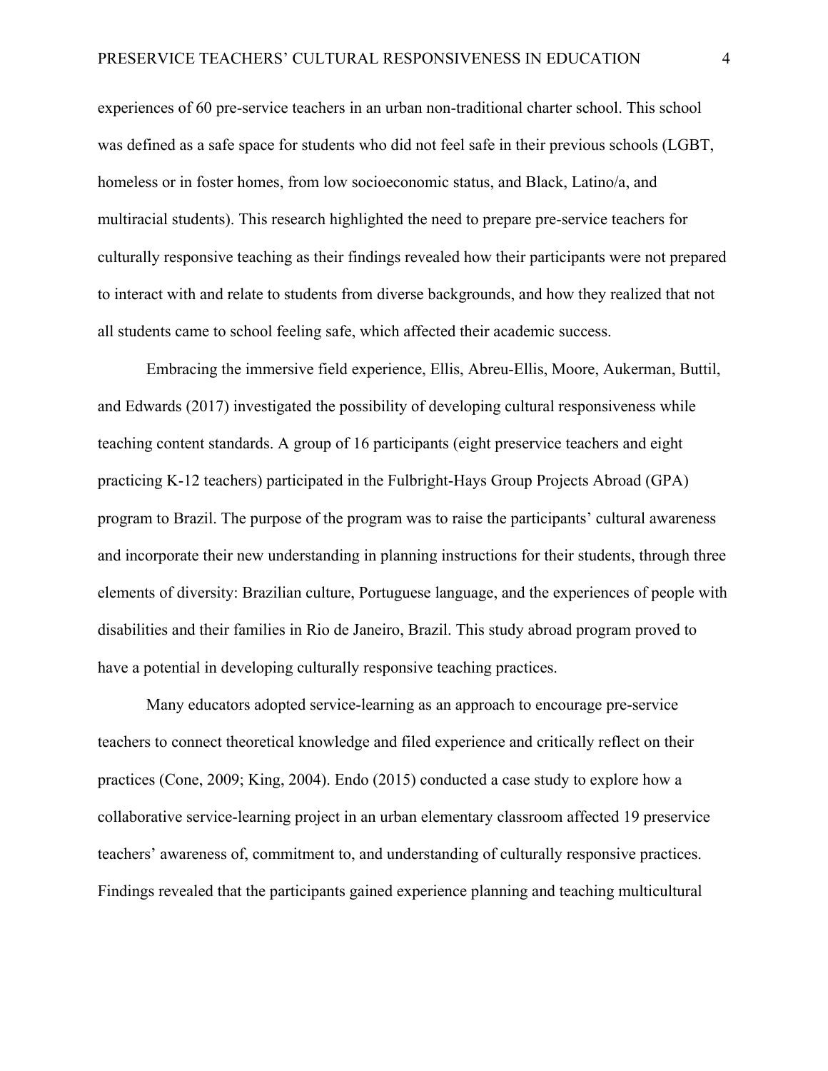experiences of 60 pre-service teachers in an urban non-traditional charter school. This school was defined as a safe space for students who did not feel safe in their previous schools (LGBT, homeless or in foster homes, from low socioeconomic status, and Black, Latino/a, and multiracial students). This research highlighted the need to prepare pre-service teachers for culturally responsive teaching as their findings revealed how their participants were not prepared to interact with and relate to students from diverse backgrounds, and how they realized that not all students came to school feeling safe, which affected their academic success.

Embracing the immersive field experience, Ellis, Abreu-Ellis, Moore, Aukerman, Buttil, and Edwards (2017) investigated the possibility of developing cultural responsiveness while teaching content standards. A group of 16 participants (eight preservice teachers and eight practicing K-12 teachers) participated in the Fulbright-Hays Group Projects Abroad (GPA) program to Brazil. The purpose of the program was to raise the participants' cultural awareness and incorporate their new understanding in planning instructions for their students, through three elements of diversity: Brazilian culture, Portuguese language, and the experiences of people with disabilities and their families in Rio de Janeiro, Brazil. This study abroad program proved to have a potential in developing culturally responsive teaching practices.

Many educators adopted service-learning as an approach to encourage pre-service teachers to connect theoretical knowledge and filed experience and critically reflect on their practices (Cone, 2009; King, 2004). Endo (2015) conducted a case study to explore how a collaborative service-learning project in an urban elementary classroom affected 19 preservice teachers' awareness of, commitment to, and understanding of culturally responsive practices. Findings revealed that the participants gained experience planning and teaching multicultural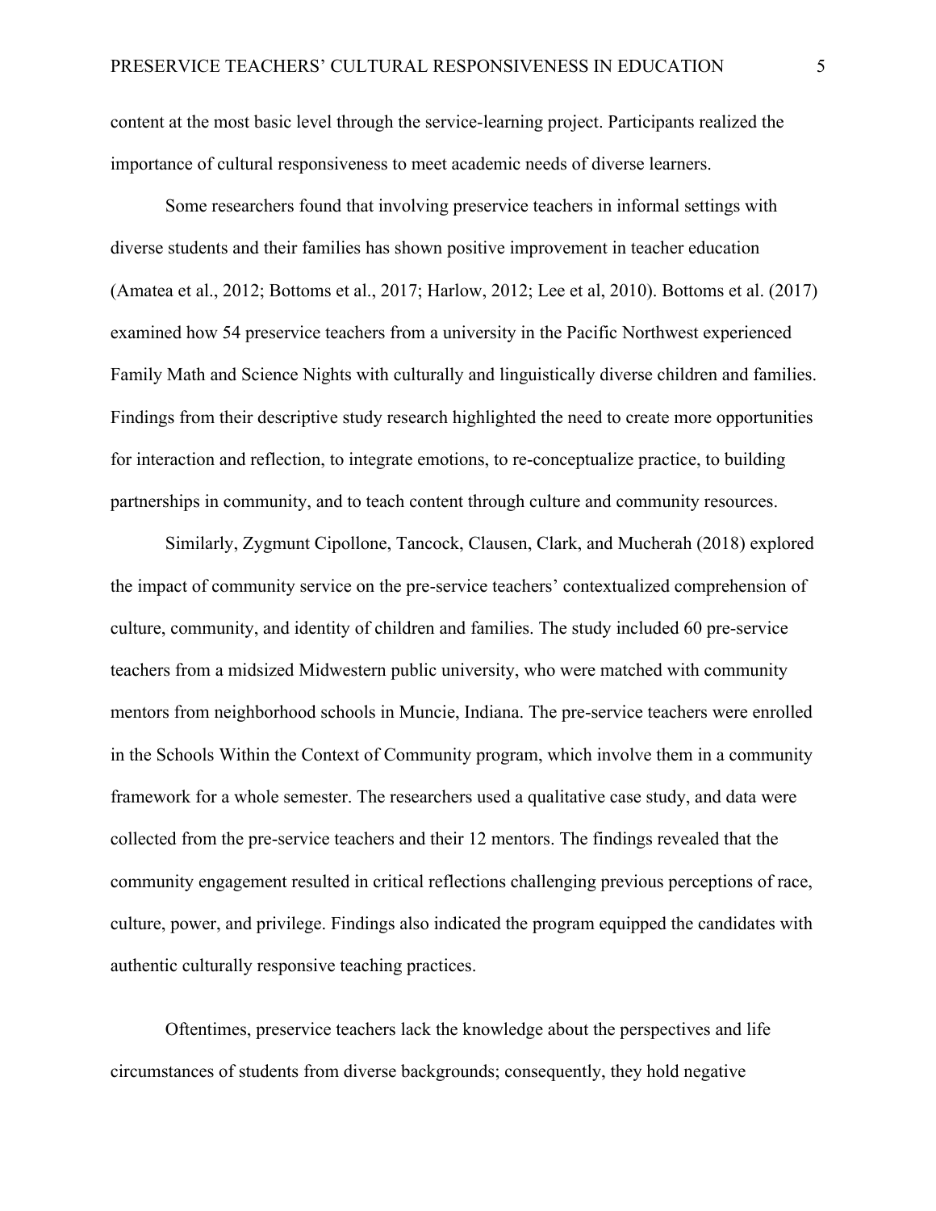content at the most basic level through the service-learning project. Participants realized the importance of cultural responsiveness to meet academic needs of diverse learners.

Some researchers found that involving preservice teachers in informal settings with diverse students and their families has shown positive improvement in teacher education (Amatea et al., 2012; Bottoms et al., 2017; Harlow, 2012; Lee et al, 2010). Bottoms et al. (2017) examined how 54 preservice teachers from a university in the Pacific Northwest experienced Family Math and Science Nights with culturally and linguistically diverse children and families. Findings from their descriptive study research highlighted the need to create more opportunities for interaction and reflection, to integrate emotions, to re-conceptualize practice, to building partnerships in community, and to teach content through culture and community resources.

Similarly, Zygmunt Cipollone, Tancock, Clausen, Clark, and Mucherah (2018) explored the impact of community service on the pre-service teachers' contextualized comprehension of culture, community, and identity of children and families. The study included 60 pre-service teachers from a midsized Midwestern public university, who were matched with community mentors from neighborhood schools in Muncie, Indiana. The pre-service teachers were enrolled in the Schools Within the Context of Community program, which involve them in a community framework for a whole semester. The researchers used a qualitative case study, and data were collected from the pre-service teachers and their 12 mentors. The findings revealed that the community engagement resulted in critical reflections challenging previous perceptions of race, culture, power, and privilege. Findings also indicated the program equipped the candidates with authentic culturally responsive teaching practices.

Oftentimes, preservice teachers lack the knowledge about the perspectives and life circumstances of students from diverse backgrounds; consequently, they hold negative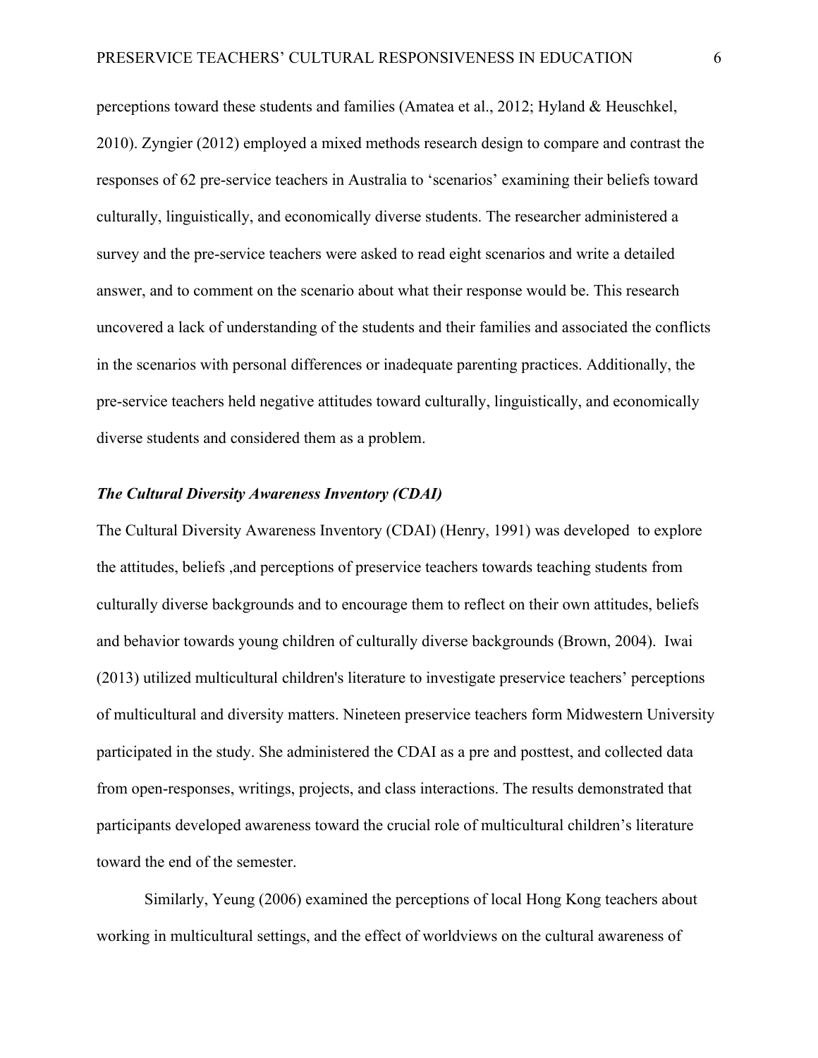perceptions toward these students and families (Amatea et al., 2012; Hyland & Heuschkel, 2010). Zyngier (2012) employed a mixed methods research design to compare and contrast the responses of 62 pre-service teachers in Australia to 'scenarios' examining their beliefs toward culturally, linguistically, and economically diverse students. The researcher administered a survey and the pre-service teachers were asked to read eight scenarios and write a detailed answer, and to comment on the scenario about what their response would be. This research uncovered a lack of understanding of the students and their families and associated the conflicts in the scenarios with personal differences or inadequate parenting practices. Additionally, the pre-service teachers held negative attitudes toward culturally, linguistically, and economically diverse students and considered them as a problem.

### *The Cultural Diversity Awareness Inventory (CDAI)*

The Cultural Diversity Awareness Inventory (CDAI) (Henry, 1991) was developed to explore the attitudes, beliefs ,and perceptions of preservice teachers towards teaching students from culturally diverse backgrounds and to encourage them to reflect on their own attitudes, beliefs and behavior towards young children of culturally diverse backgrounds (Brown, 2004). Iwai (2013) utilized multicultural children's literature to investigate preservice teachers' perceptions of multicultural and diversity matters. Nineteen preservice teachers form Midwestern University participated in the study. She administered the CDAI as a pre and posttest, and collected data from open-responses, writings, projects, and class interactions. The results demonstrated that participants developed awareness toward the crucial role of multicultural children's literature toward the end of the semester.

Similarly, Yeung (2006) examined the perceptions of local Hong Kong teachers about working in multicultural settings, and the effect of worldviews on the cultural awareness of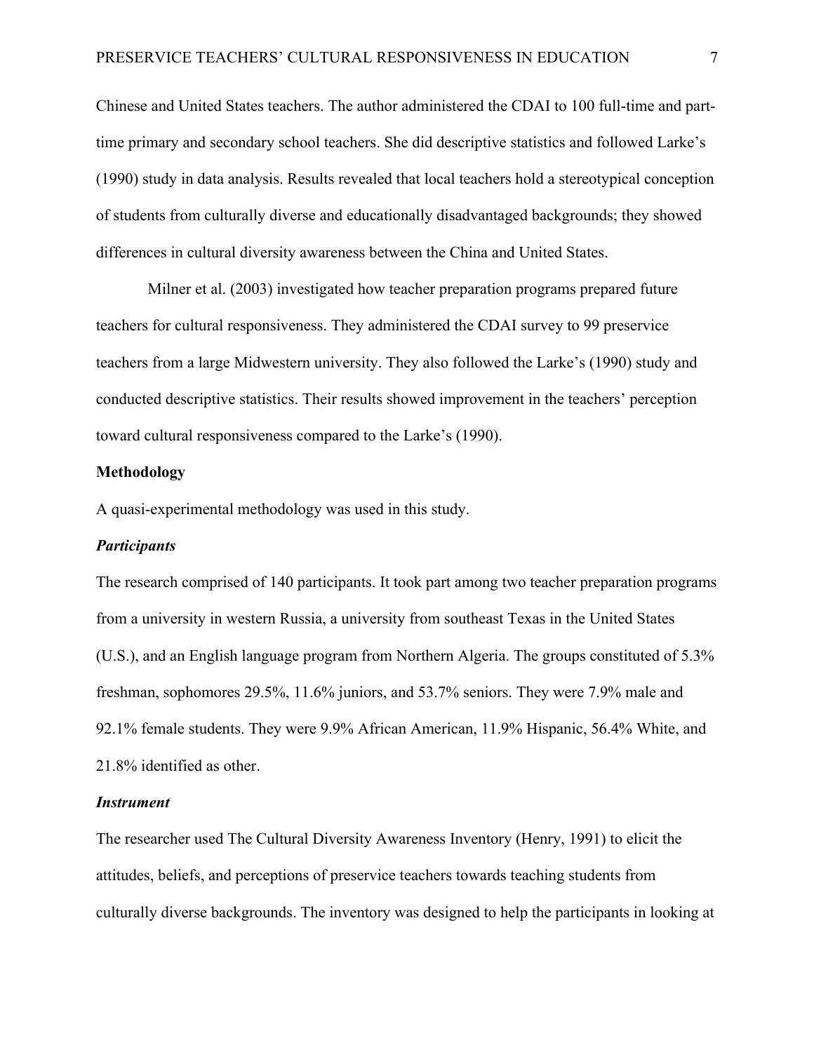Chinese and United States teachers. The author administered the CDAI to 100 full-time and part-time primary and secondary school teachers. She did descriptive statistics and followed Larke's (1990) study in data analysis. Results revealed that local teachers hold a stereotypical conception of students from culturally diverse and educationally disadvantaged backgrounds; they showed differences in cultural diversity awareness between the China and United States.

Milner et al. (2003) investigated how teacher preparation programs prepared future teachers for cultural responsiveness. They administered the CDAI survey to 99 preservice teachers from a large Midwestern university. They also followed the Larke's (1990) study and conducted descriptive statistics. Their results showed improvement in the teachers' perception toward cultural responsiveness compared to the Larke's (1990).

## Methodology

A quasi-experimental methodology was used in this study.

### *Participants*

The research comprised of 140 participants. It took part among two teacher preparation programs from a university in western Russia, a university from southeast Texas in the United States (U.S.), and an English language program from Northern Algeria. The groups constituted of 5.3% freshman, sophomores 29.5%, 11.6% juniors, and 53.7% seniors. They were 7.9% male and 92.1% female students. They were 9.9% African American, 11.9% Hispanic, 56.4% White, and 21.8% identified as other.

### *Instrument*

The researcher used The Cultural Diversity Awareness Inventory (Henry, 1991) to elicit the attitudes, beliefs, and perceptions of preservice teachers towards teaching students from culturally diverse backgrounds. The inventory was designed to help the participants in looking at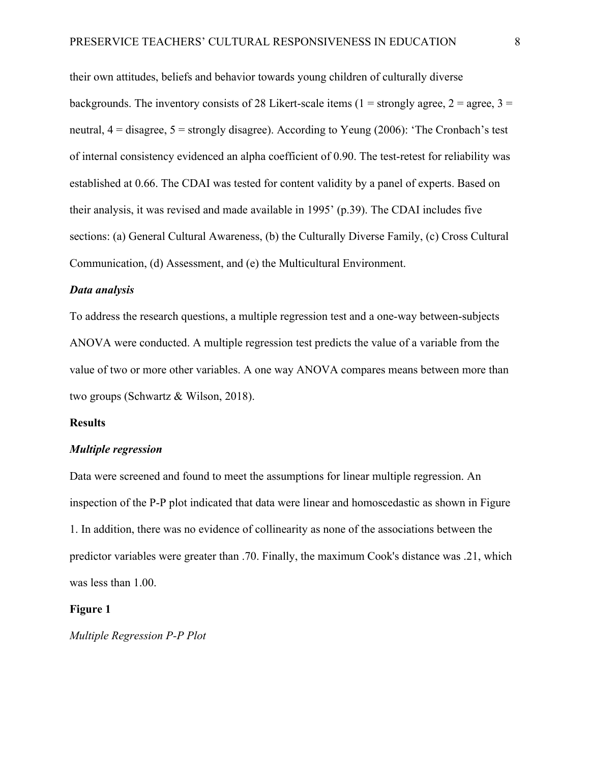their own attitudes, beliefs and behavior towards young children of culturally diverse backgrounds. The inventory consists of 28 Likert-scale items (1 = strongly agree, 2 = agree, 3 = neutral, 4 = disagree, 5 = strongly disagree). According to Yeung (2006): 'The Cronbach's test of internal consistency evidenced an alpha coefficient of 0.90. The test-retest for reliability was established at 0.66. The CDAI was tested for content validity by a panel of experts. Based on their analysis, it was revised and made available in 1995' (p.39). The CDAI includes five sections: (a) General Cultural Awareness, (b) the Culturally Diverse Family, (c) Cross Cultural Communication, (d) Assessment, and (e) the Multicultural Environment.

### *Data analysis*

To address the research questions, a multiple regression test and a one-way between-subjects ANOVA were conducted. A multiple regression test predicts the value of a variable from the value of two or more other variables. A one way ANOVA compares means between more than two groups (Schwartz & Wilson, 2018).

## Results

### *Multiple regression*

Data were screened and found to meet the assumptions for linear multiple regression. An inspection of the P-P plot indicated that data were linear and homoscedastic as shown in Figure 1. In addition, there was no evidence of collinearity as none of the associations between the predictor variables were greater than .70. Finally, the maximum Cook's distance was .21, which was less than 1.00.

**Figure 1**

*Multiple Regression P-P Plot*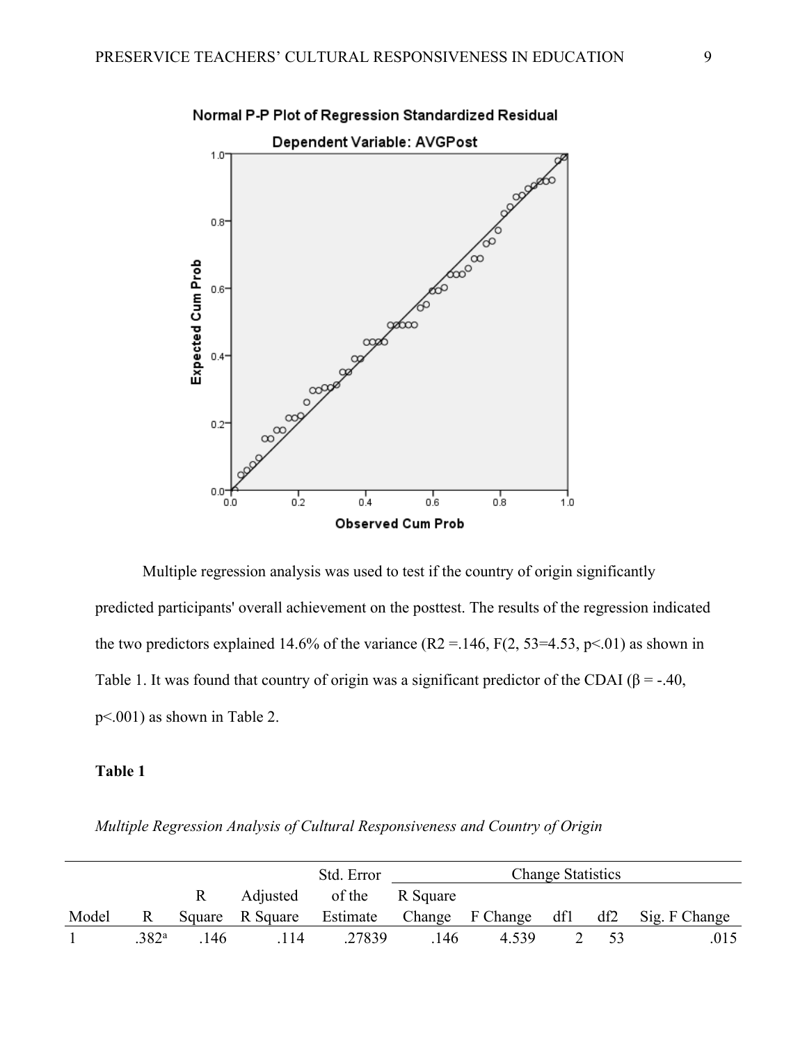Multiple regression analysis was used to test if the country of origin significantly predicted participants' overall achievement on the posttest. The results of the regression indicated the two predictors explained 14.6% of the variance ($R2$ =.146, $F(2, 53=4.53, p<.01)$ as shown in Table 1. It was found that country of origin was a significant predictor of the CDAI ($\beta$ = -.40, $p<.001$) as shown in Table 2.

**Table 1**

*Multiple Regression Analysis of Cultural Responsiveness and Country of Origin*

| | | | | | Change Statistics | | | | |
|---|---|---|---|---|---|---|---|---|---|
| Model | R | R Square | Adjusted R Square | Std. Error of the Estimate | R Square Change | F Change | df1 | df2 | Sig. F Change |
| 1 | .382[a] | .146 | .114 | .27839 | .146 | 4.539 | 2 | 53 | .015 |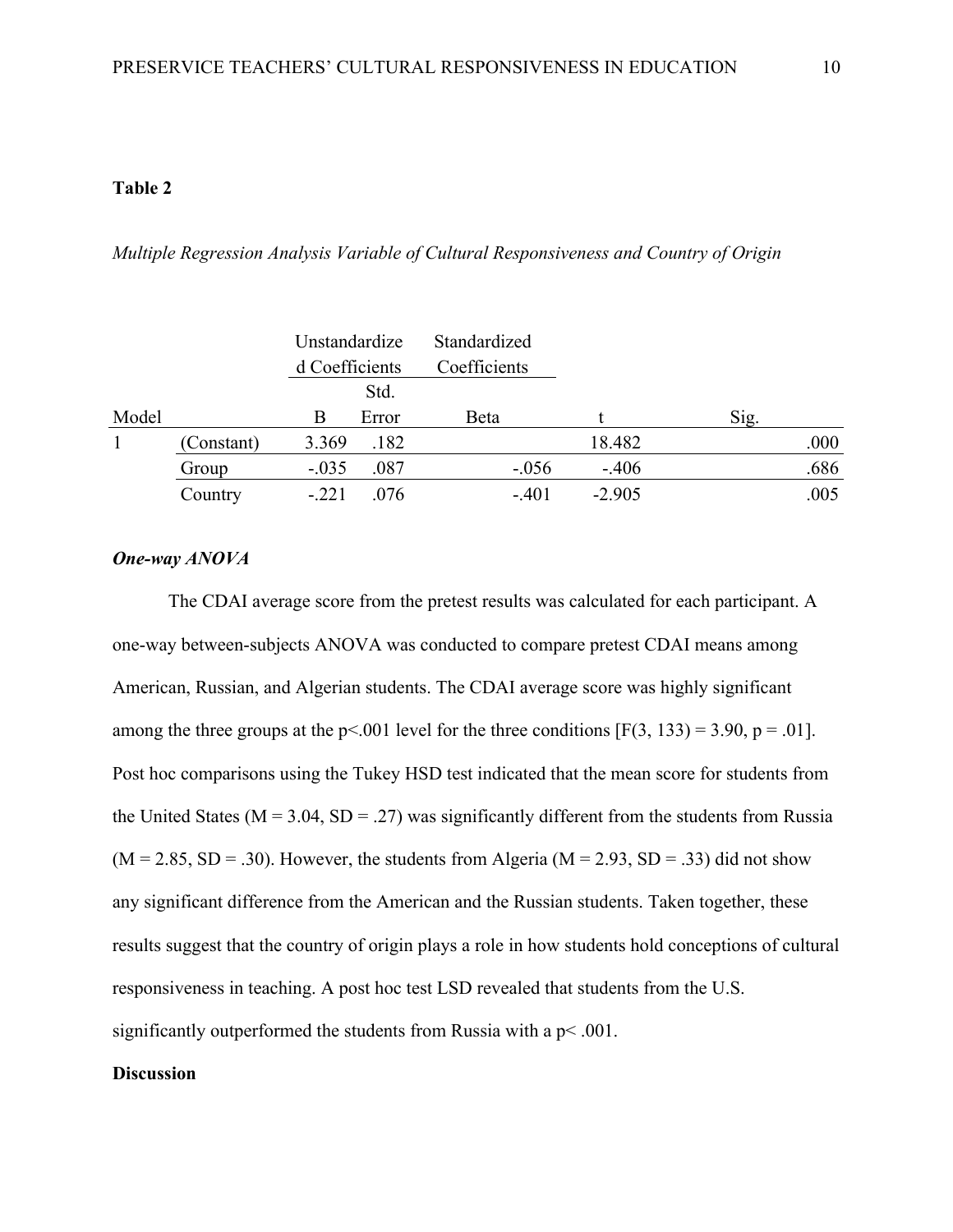**Table 2**

*Multiple Regression Analysis Variable of Cultural Responsiveness and Country of Origin*

| Model | | Unstandardized Coefficients | | Standardized Coefficients | t | Sig. |
|---|---|---|---|---|---|---|
| | | B | Std. Error | Beta | | |
| 1 | (Constant) | 3.369 | .182 | | 18.482 | .000 |
| | Group | -.035 | .087 | -.056 | -.406 | .686 |
| | Country | -.221 | .076 | -.401 | -2.905 | .005 |

***One-way ANOVA***

The CDAI average score from the pretest results was calculated for each participant. A one-way between-subjects ANOVA was conducted to compare pretest CDAI means among American, Russian, and Algerian students. The CDAI average score was highly significant among the three groups at the $p<.001$ level for the three conditions [$F(3, 133) = 3.90$, $p = .01$]. Post hoc comparisons using the Tukey HSD test indicated that the mean score for students from the United States ($M = 3.04$, $SD = .27$) was significantly different from the students from Russia ($M = 2.85$, $SD = .30$). However, the students from Algeria ($M = 2.93$, $SD = .33$) did not show any significant difference from the American and the Russian students. Taken together, these results suggest that the country of origin plays a role in how students hold conceptions of cultural responsiveness in teaching. A post hoc test LSD revealed that students from the U.S. significantly outperformed the students from Russia with a $p< .001$.

**Discussion**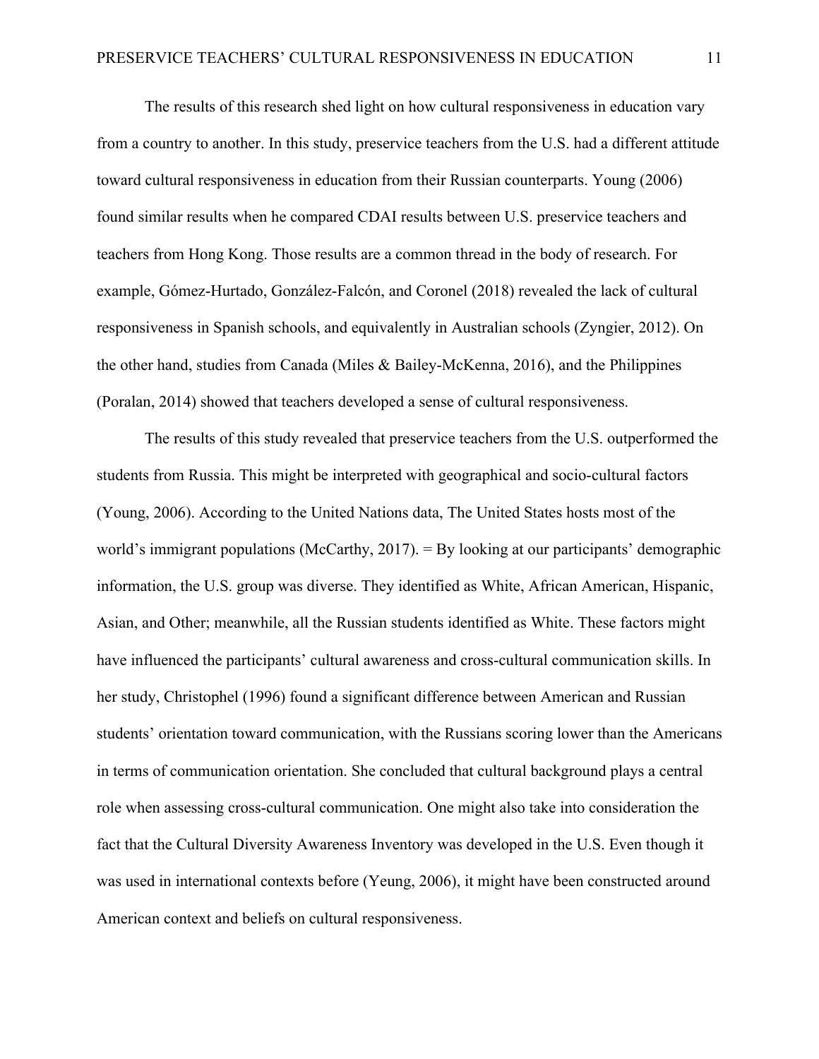The results of this research shed light on how cultural responsiveness in education vary from a country to another. In this study, preservice teachers from the U.S. had a different attitude toward cultural responsiveness in education from their Russian counterparts. Young (2006) found similar results when he compared CDAI results between U.S. preservice teachers and teachers from Hong Kong. Those results are a common thread in the body of research. For example, Gómez-Hurtado, González-Falcón, and Coronel (2018) revealed the lack of cultural responsiveness in Spanish schools, and equivalently in Australian schools (Zyngier, 2012). On the other hand, studies from Canada (Miles & Bailey-McKenna, 2016), and the Philippines (Poralan, 2014) showed that teachers developed a sense of cultural responsiveness.

The results of this study revealed that preservice teachers from the U.S. outperformed the students from Russia. This might be interpreted with geographical and socio-cultural factors (Young, 2006). According to the United Nations data, The United States hosts most of the world's immigrant populations (McCarthy, 2017). = By looking at our participants' demographic information, the U.S. group was diverse. They identified as White, African American, Hispanic, Asian, and Other; meanwhile, all the Russian students identified as White. These factors might have influenced the participants' cultural awareness and cross-cultural communication skills. In her study, Christophel (1996) found a significant difference between American and Russian students' orientation toward communication, with the Russians scoring lower than the Americans in terms of communication orientation. She concluded that cultural background plays a central role when assessing cross-cultural communication. One might also take into consideration the fact that the Cultural Diversity Awareness Inventory was developed in the U.S. Even though it was used in international contexts before (Yeung, 2006), it might have been constructed around American context and beliefs on cultural responsiveness.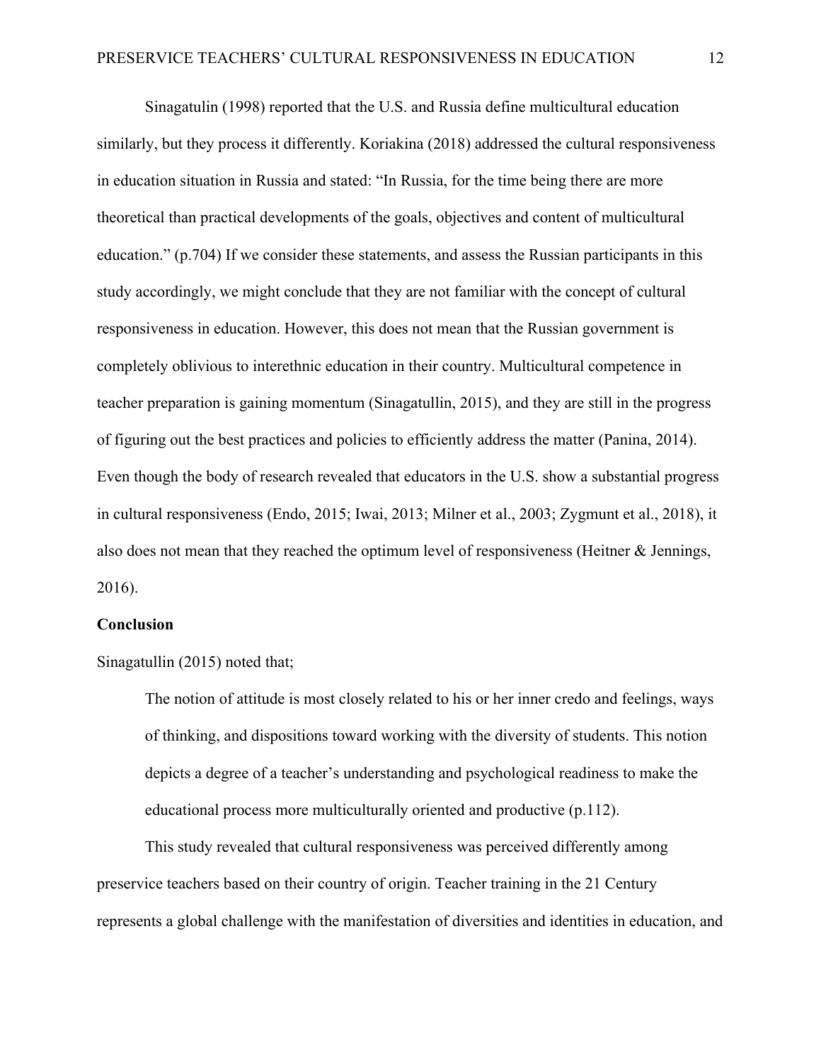Sinagatulin (1998) reported that the U.S. and Russia define multicultural education similarly, but they process it differently. Koriakina (2018) addressed the cultural responsiveness in education situation in Russia and stated: "In Russia, for the time being there are more theoretical than practical developments of the goals, objectives and content of multicultural education." (p.704) If we consider these statements, and assess the Russian participants in this study accordingly, we might conclude that they are not familiar with the concept of cultural responsiveness in education. However, this does not mean that the Russian government is completely oblivious to interethnic education in their country. Multicultural competence in teacher preparation is gaining momentum (Sinagatullin, 2015), and they are still in the progress of figuring out the best practices and policies to efficiently address the matter (Panina, 2014). Even though the body of research revealed that educators in the U.S. show a substantial progress in cultural responsiveness (Endo, 2015; Iwai, 2013; Milner et al., 2003; Zygmunt et al., 2018), it also does not mean that they reached the optimum level of responsiveness (Heitner & Jennings, 2016).

**Conclusion**

Sinagatullin (2015) noted that;

> The notion of attitude is most closely related to his or her inner credo and feelings, ways of thinking, and dispositions toward working with the diversity of students. This notion depicts a degree of a teacher's understanding and psychological readiness to make the educational process more multiculturally oriented and productive (p.112).

This study revealed that cultural responsiveness was perceived differently among preservice teachers based on their country of origin. Teacher training in the 21 Century represents a global challenge with the manifestation of diversities and identities in education, and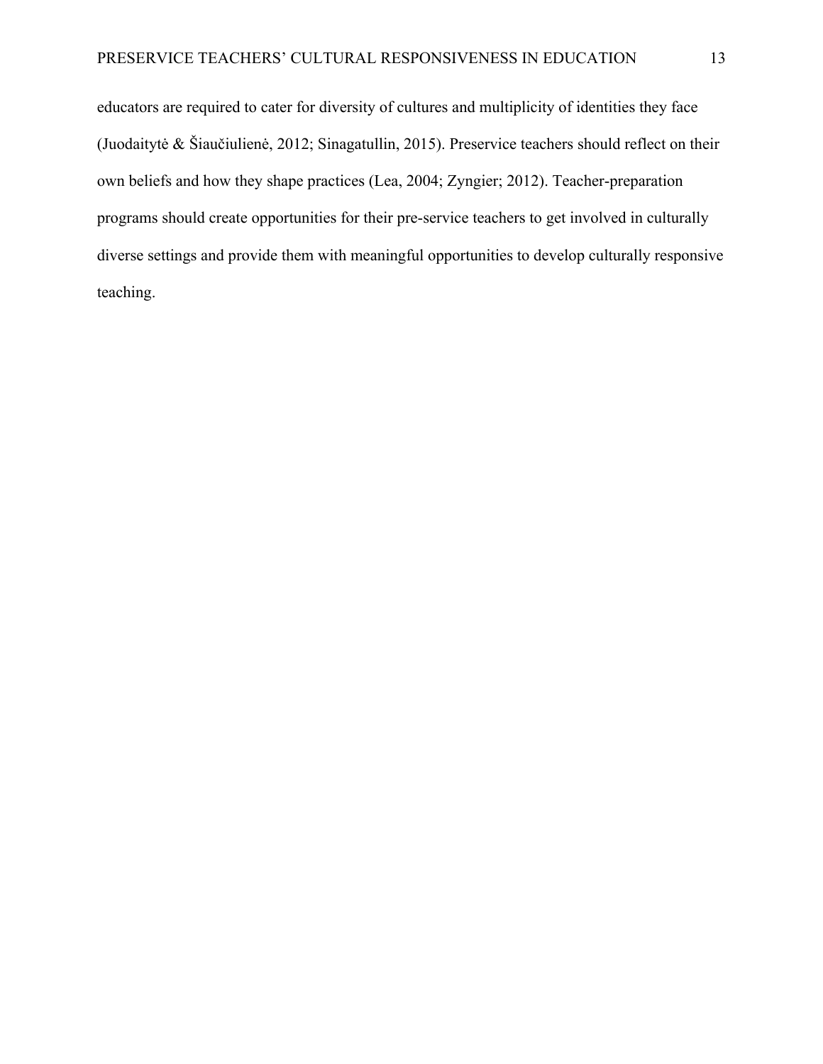educators are required to cater for diversity of cultures and multiplicity of identities they face (Juodaitytė & Šiaučiulienė, 2012; Sinagatullin, 2015). Preservice teachers should reflect on their own beliefs and how they shape practices (Lea, 2004; Zyngier; 2012). Teacher-preparation programs should create opportunities for their pre-service teachers to get involved in culturally diverse settings and provide them with meaningful opportunities to develop culturally responsive teaching.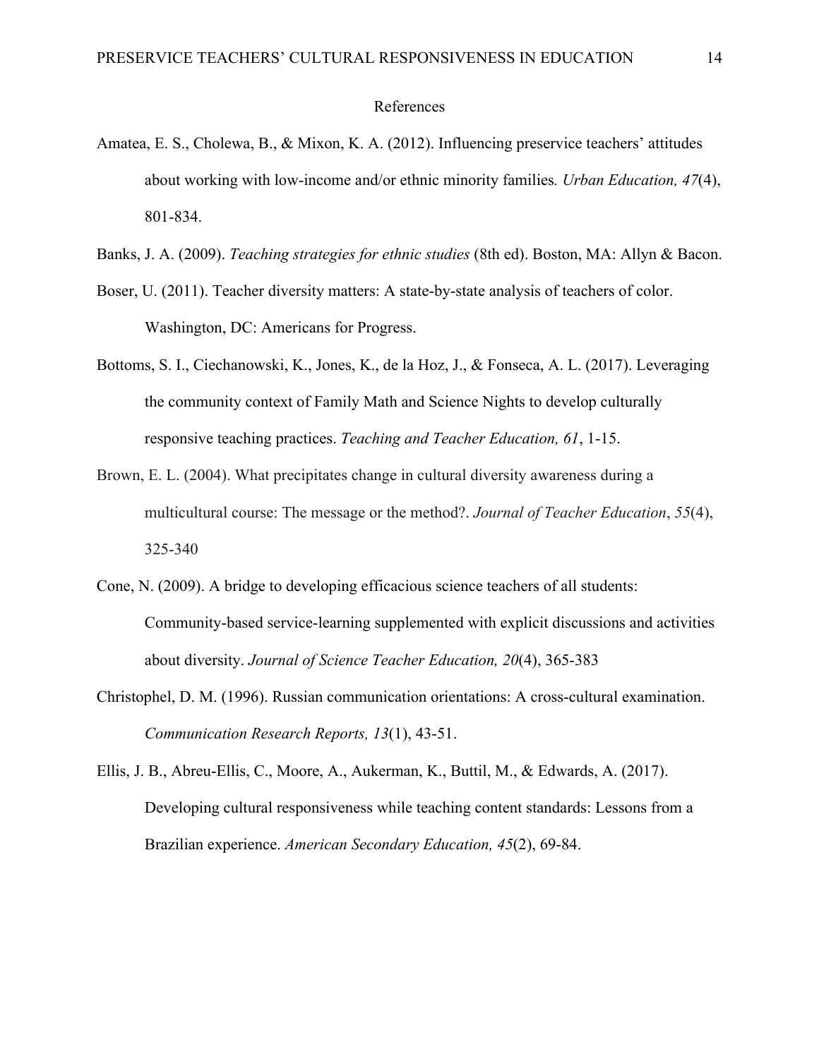# References

Amatea, E. S., Cholewa, B., & Mixon, K. A. (2012). Influencing preservice teachers' attitudes about working with low-income and/or ethnic minority families*. Urban Education, 47*(4), 801-834.

Banks, J. A. (2009). *Teaching strategies for ethnic studies* (8th ed). Boston, MA: Allyn & Bacon.

Boser, U. (2011). Teacher diversity matters: A state-by-state analysis of teachers of color. Washington, DC: Americans for Progress.

Bottoms, S. I., Ciechanowski, K., Jones, K., de la Hoz, J., & Fonseca, A. L. (2017). Leveraging the community context of Family Math and Science Nights to develop culturally responsive teaching practices. *Teaching and Teacher Education, 61*, 1-15.

Brown, E. L. (2004). What precipitates change in cultural diversity awareness during a multicultural course: The message or the method?. *Journal of Teacher Education*, *55*(4), 325-340

Cone, N. (2009). A bridge to developing efficacious science teachers of all students: Community-based service-learning supplemented with explicit discussions and activities about diversity. *Journal of Science Teacher Education, 20*(4), 365-383

Christophel, D. M. (1996). Russian communication orientations: A cross-cultural examination. *Communication Research Reports, 13*(1), 43-51.

Ellis, J. B., Abreu-Ellis, C., Moore, A., Aukerman, K., Buttil, M., & Edwards, A. (2017). Developing cultural responsiveness while teaching content standards: Lessons from a Brazilian experience. *American Secondary Education, 45*(2), 69-84.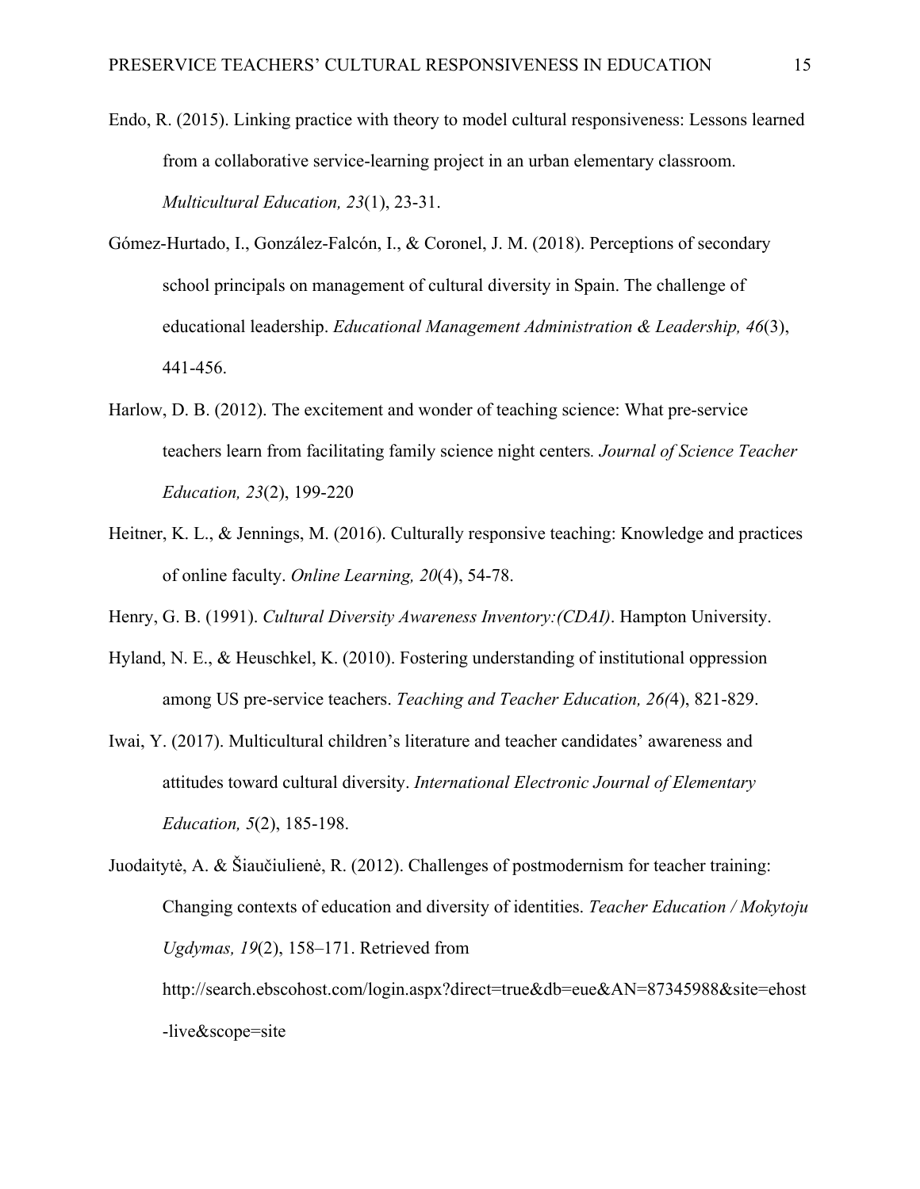Endo, R. (2015). Linking practice with theory to model cultural responsiveness: Lessons learned from a collaborative service-learning project in an urban elementary classroom. *Multicultural Education, 23*(1), 23-31.

Gómez-Hurtado, I., González-Falcón, I., & Coronel, J. M. (2018). Perceptions of secondary school principals on management of cultural diversity in Spain. The challenge of educational leadership. *Educational Management Administration & Leadership, 46*(3), 441-456.

Harlow, D. B. (2012). The excitement and wonder of teaching science: What pre-service teachers learn from facilitating family science night centers*. Journal of Science Teacher Education, 23*(2), 199-220

Heitner, K. L., & Jennings, M. (2016). Culturally responsive teaching: Knowledge and practices of online faculty. *Online Learning, 20*(4), 54-78.

Henry, G. B. (1991). *Cultural Diversity Awareness Inventory:(CDAI)*. Hampton University.

Hyland, N. E., & Heuschkel, K. (2010). Fostering understanding of institutional oppression among US pre-service teachers. *Teaching and Teacher Education, 26(*4), 821-829.

Iwai, Y. (2017). Multicultural children's literature and teacher candidates' awareness and attitudes toward cultural diversity. *International Electronic Journal of Elementary Education, 5*(2), 185-198.

Juodaitytė, A. & Šiaučiulienė, R. (2012). Challenges of postmodernism for teacher training: Changing contexts of education and diversity of identities. *Teacher Education / Mokytoju Ugdymas, 19*(2), 158–171. Retrieved from http://search.ebscohost.com/login.aspx?direct=true&db=eue&AN=87345988&site=ehost-live&scope=site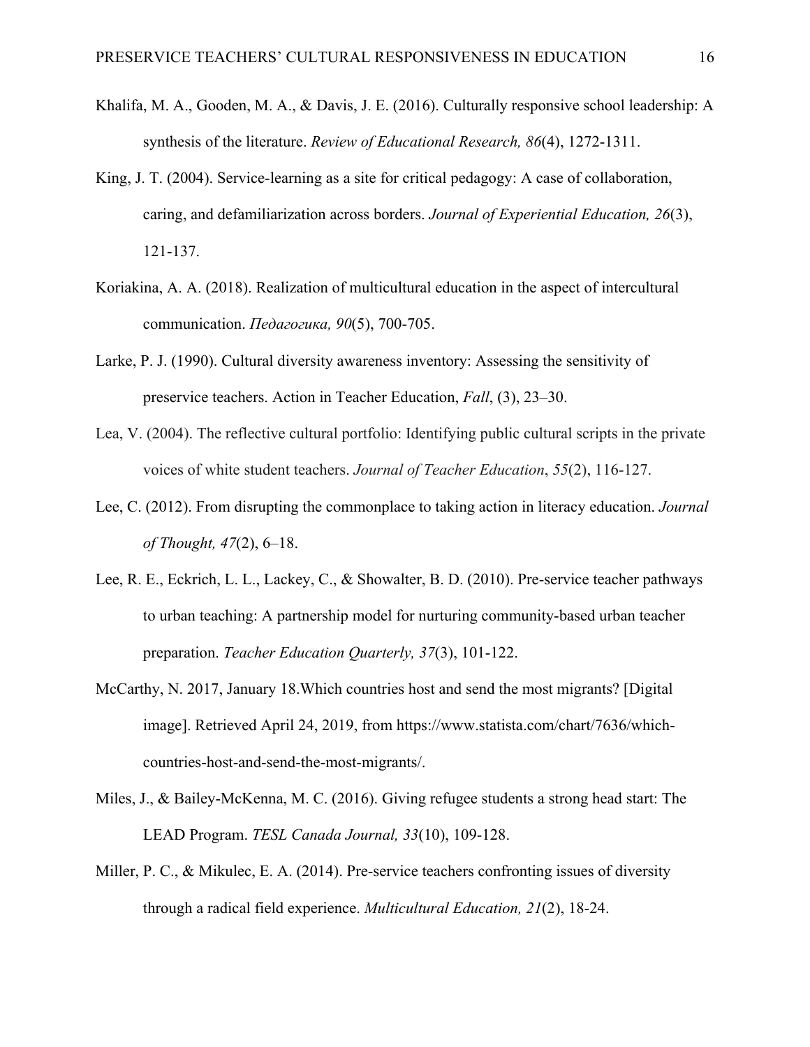Khalifa, M. A., Gooden, M. A., & Davis, J. E. (2016). Culturally responsive school leadership: A synthesis of the literature. *Review of Educational Research, 86*(4), 1272-1311.

King, J. T. (2004). Service-learning as a site for critical pedagogy: A case of collaboration, caring, and defamiliarization across borders. *Journal of Experiential Education, 26*(3), 121-137.

Koriakina, A. A. (2018). Realization of multicultural education in the aspect of intercultural communication. *Педагогика, 90*(5), 700-705.

Larke, P. J. (1990). Cultural diversity awareness inventory: Assessing the sensitivity of preservice teachers. Action in Teacher Education, *Fall*, (3), 23–30.

Lea, V. (2004). The reflective cultural portfolio: Identifying public cultural scripts in the private voices of white student teachers. *Journal of Teacher Education*, *55*(2), 116-127.

Lee, C. (2012). From disrupting the commonplace to taking action in literacy education. *Journal of Thought, 47*(2), 6–18.

Lee, R. E., Eckrich, L. L., Lackey, C., & Showalter, B. D. (2010). Pre-service teacher pathways to urban teaching: A partnership model for nurturing community-based urban teacher preparation. *Teacher Education Quarterly, 37*(3), 101-122.

McCarthy, N. 2017, January 18.Which countries host and send the most migrants? [Digital image]. Retrieved April 24, 2019, from https://www.statista.com/chart/7636/which-countries-host-and-send-the-most-migrants/.

Miles, J., & Bailey-McKenna, M. C. (2016). Giving refugee students a strong head start: The LEAD Program. *TESL Canada Journal, 33*(10), 109-128.

Miller, P. C., & Mikulec, E. A. (2014). Pre-service teachers confronting issues of diversity through a radical field experience. *Multicultural Education, 21*(2), 18-24.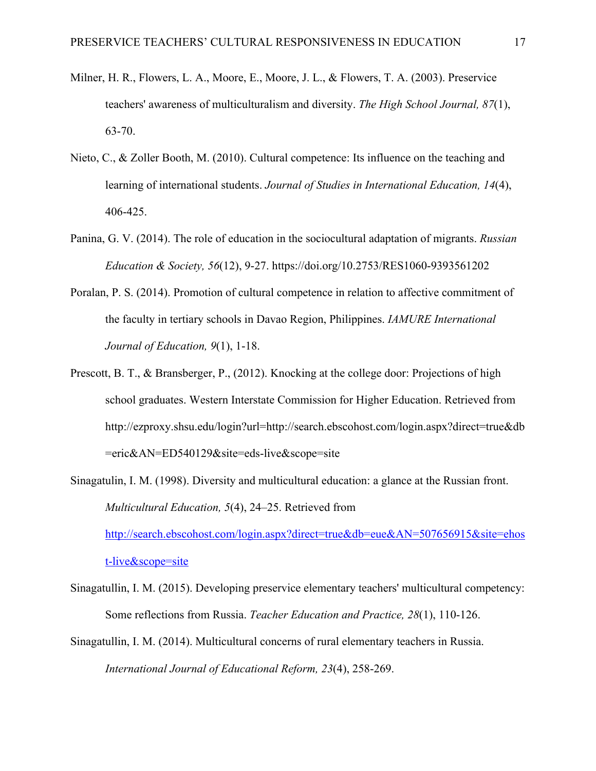Milner, H. R., Flowers, L. A., Moore, E., Moore, J. L., & Flowers, T. A. (2003). Preservice teachers' awareness of multiculturalism and diversity. *The High School Journal, 87*(1), 63-70.

Nieto, C., & Zoller Booth, M. (2010). Cultural competence: Its influence on the teaching and learning of international students. *Journal of Studies in International Education, 14*(4), 406-425.

Panina, G. V. (2014). The role of education in the sociocultural adaptation of migrants. *Russian Education & Society, 56*(12), 9-27. https://doi.org/10.2753/RES1060-9393561202

Poralan, P. S. (2014). Promotion of cultural competence in relation to affective commitment of the faculty in tertiary schools in Davao Region, Philippines. *IAMURE International Journal of Education, 9*(1), 1-18.

Prescott, B. T., & Bransberger, P., (2012). Knocking at the college door: Projections of high school graduates. Western Interstate Commission for Higher Education. Retrieved from http://ezproxy.shsu.edu/login?url=http://search.ebscohost.com/login.aspx?direct=true&db=eric&AN=ED540129&site=eds-live&scope=site

Sinagatulin, I. M. (1998). Diversity and multicultural education: a glance at the Russian front. *Multicultural Education, 5*(4), 24–25. Retrieved from http://search.ebscohost.com/login.aspx?direct=true&db=eue&AN=507656915&site=ehost-live&scope=site

Sinagatullin, I. M. (2015). Developing preservice elementary teachers' multicultural competency: Some reflections from Russia. *Teacher Education and Practice, 28*(1), 110-126.

Sinagatullin, I. M. (2014). Multicultural concerns of rural elementary teachers in Russia. *International Journal of Educational Reform, 23*(4), 258-269.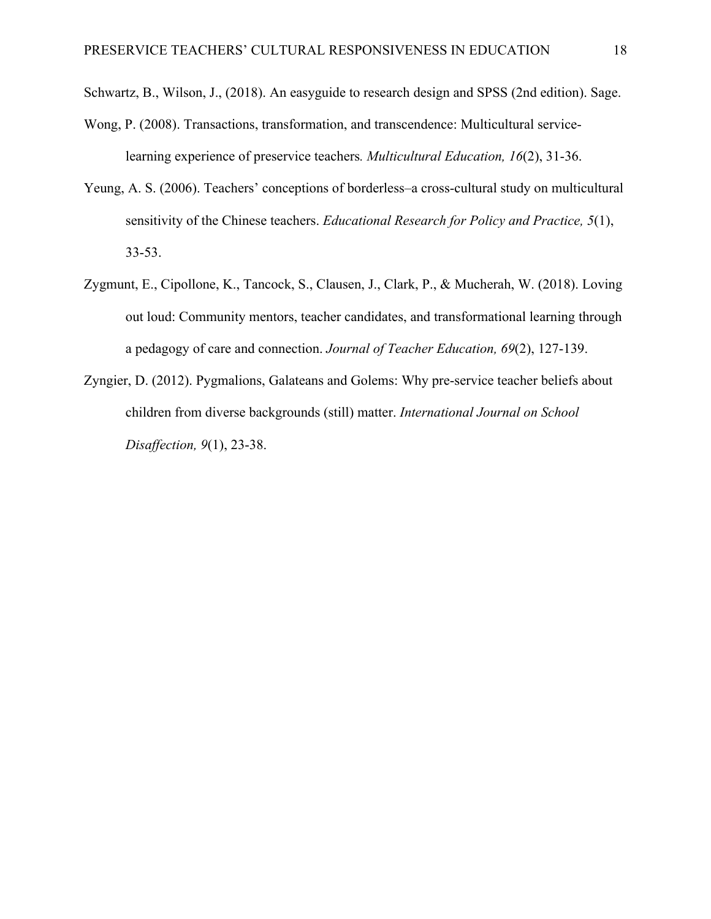Schwartz, B., Wilson, J., (2018). An easyguide to research design and SPSS (2nd edition). Sage.

Wong, P. (2008). Transactions, transformation, and transcendence: Multicultural service-learning experience of preservice teachers. *Multicultural Education, 16*(2), 31-36.

Yeung, A. S. (2006). Teachers' conceptions of borderless–a cross-cultural study on multicultural sensitivity of the Chinese teachers. *Educational Research for Policy and Practice, 5*(1), 33-53.

Zygmunt, E., Cipollone, K., Tancock, S., Clausen, J., Clark, P., & Mucherah, W. (2018). Loving out loud: Community mentors, teacher candidates, and transformational learning through a pedagogy of care and connection. *Journal of Teacher Education, 69*(2), 127-139.

Zyngier, D. (2012). Pygmalions, Galateans and Golems: Why pre-service teacher beliefs about children from diverse backgrounds (still) matter. *International Journal on School Disaffection, 9*(1), 23-38.